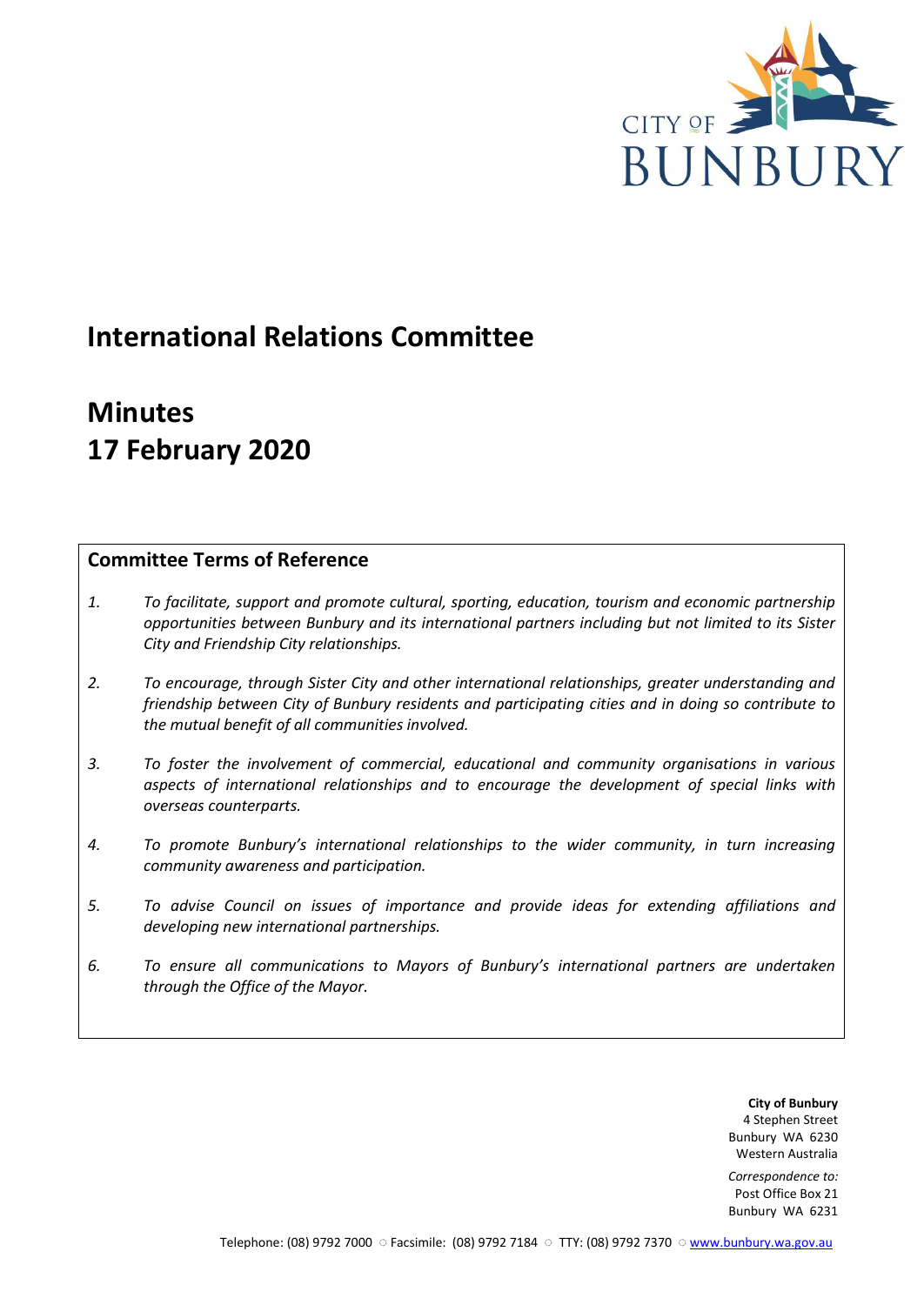CITY OF BUNBURY

# International Relations Committee

# Minutes
# 17 February 2020

## Committee Terms of Reference

1. *To facilitate, support and promote cultural, sporting, education, tourism and economic partnership opportunities between Bunbury and its international partners including but not limited to its Sister City and Friendship City relationships.*

2. *To encourage, through Sister City and other international relationships, greater understanding and friendship between City of Bunbury residents and participating cities and in doing so contribute to the mutual benefit of all communities involved.*

3. *To foster the involvement of commercial, educational and community organisations in various aspects of international relationships and to encourage the development of special links with overseas counterparts.*

4. *To promote Bunbury's international relationships to the wider community, in turn increasing community awareness and participation.*

5. *To advise Council on issues of importance and provide ideas for extending affiliations and developing new international partnerships.*

6. *To ensure all communications to Mayors of Bunbury's international partners are undertaken through the Office of the Mayor.*

**City of Bunbury**
4 Stephen Street
Bunbury WA 6230
Western Australia

*Correspondence to:*
Post Office Box 21
Bunbury WA 6231

Telephone: (08) 9792 7000 ○ Facsimile: (08) 9792 7184 ○ TTY: (08) 9792 7370 ○ www.bunbury.wa.gov.au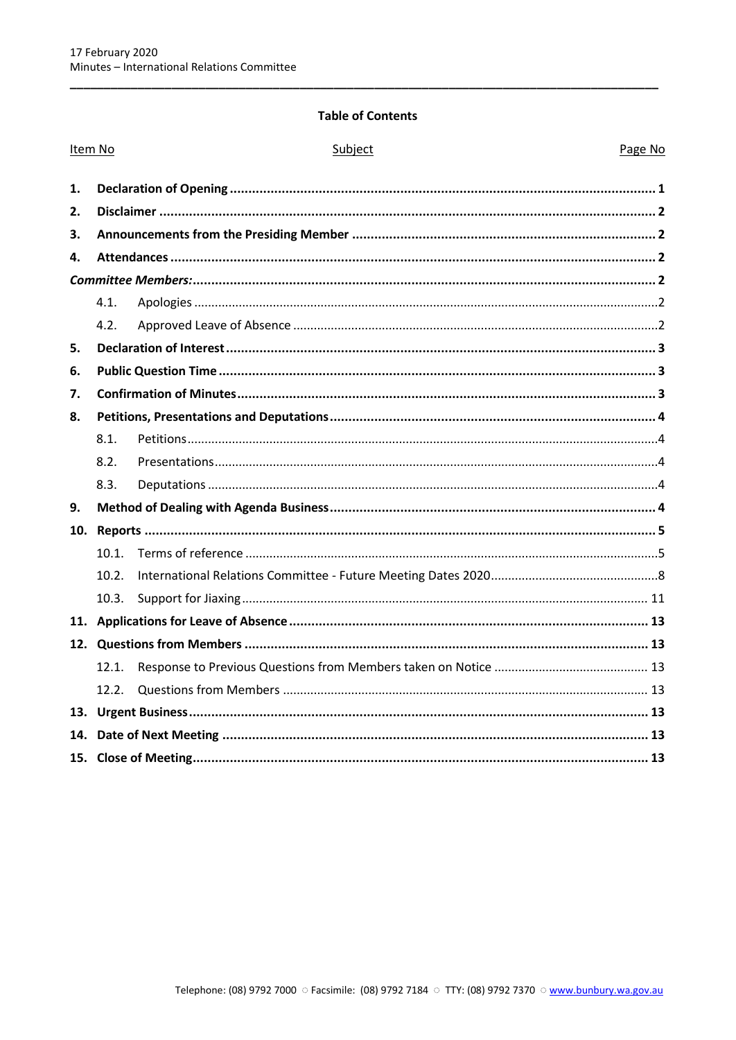**Table of Contents**

| Item No | Subject | Page No |
|---|---|---|
| **1.** | **Declaration of Opening** | **1** |
| **2.** | **Disclaimer** | **2** |
| **3.** | **Announcements from the Presiding Member** | **2** |
| **4.** | **Attendances** | **2** |
| | ***Committee Members:*** | **2** |
| 4.1. | Apologies | 2 |
| 4.2. | Approved Leave of Absence | 2 |
| **5.** | **Declaration of Interest** | **3** |
| **6.** | **Public Question Time** | **3** |
| **7.** | **Confirmation of Minutes** | **3** |
| **8.** | **Petitions, Presentations and Deputations** | **4** |
| 8.1. | Petitions | 4 |
| 8.2. | Presentations | 4 |
| 8.3. | Deputations | 4 |
| **9.** | **Method of Dealing with Agenda Business** | **4** |
| **10.** | **Reports** | **5** |
| 10.1. | Terms of reference | 5 |
| 10.2. | International Relations Committee - Future Meeting Dates 2020 | 8 |
| 10.3. | Support for Jiaxing | 11 |
| **11.** | **Applications for Leave of Absence** | **13** |
| **12.** | **Questions from Members** | **13** |
| 12.1. | Response to Previous Questions from Members taken on Notice | 13 |
| 12.2. | Questions from Members | 13 |
| **13.** | **Urgent Business** | **13** |
| **14.** | **Date of Next Meeting** | **13** |
| **15.** | **Close of Meeting** | **13** |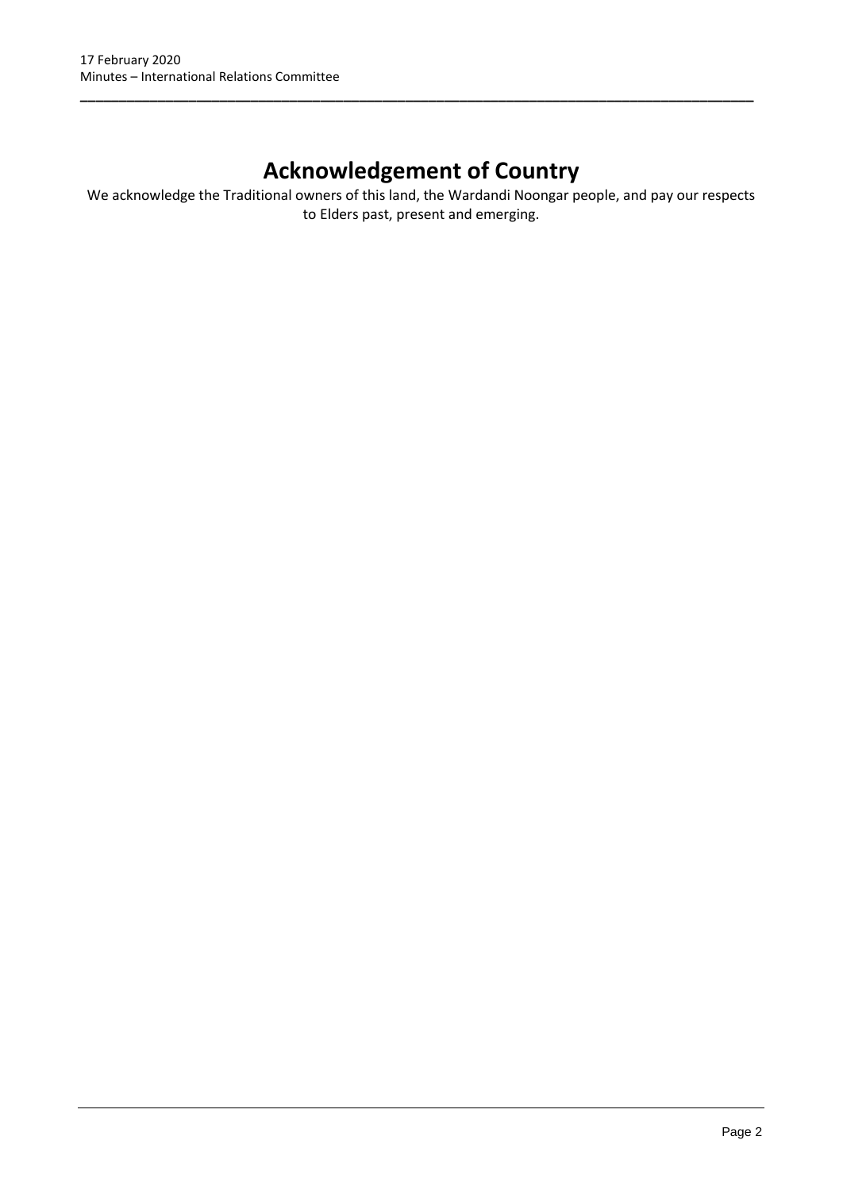# Acknowledgement of Country

We acknowledge the Traditional owners of this land, the Wardandi Noongar people, and pay our respects to Elders past, present and emerging.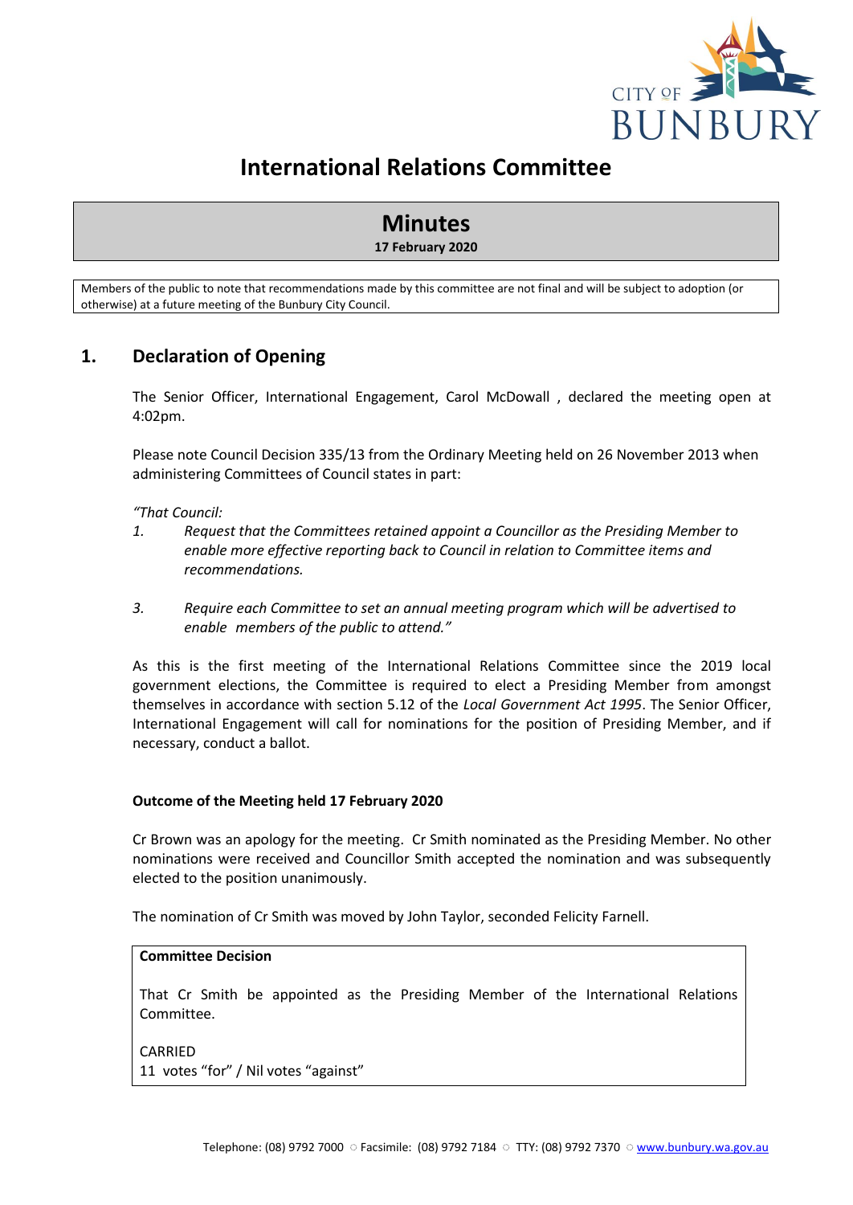# International Relations Committee

## Minutes

**17 February 2020**

Members of the public to note that recommendations made by this committee are not final and will be subject to adoption (or otherwise) at a future meeting of the Bunbury City Council.

## 1. Declaration of Opening

The Senior Officer, International Engagement, Carol McDowall , declared the meeting open at 4:02pm.

Please note Council Decision 335/13 from the Ordinary Meeting held on 26 November 2013 when administering Committees of Council states in part:

*"That Council:*

*1. Request that the Committees retained appoint a Councillor as the Presiding Member to enable more effective reporting back to Council in relation to Committee items and recommendations.*

*3. Require each Committee to set an annual meeting program which will be advertised to enable members of the public to attend."*

As this is the first meeting of the International Relations Committee since the 2019 local government elections, the Committee is required to elect a Presiding Member from amongst themselves in accordance with section 5.12 of the *Local Government Act 1995*. The Senior Officer, International Engagement will call for nominations for the position of Presiding Member, and if necessary, conduct a ballot.

**Outcome of the Meeting held 17 February 2020**

Cr Brown was an apology for the meeting. Cr Smith nominated as the Presiding Member. No other nominations were received and Councillor Smith accepted the nomination and was subsequently elected to the position unanimously.

The nomination of Cr Smith was moved by John Taylor, seconded Felicity Farnell.

**Committee Decision**

That Cr Smith be appointed as the Presiding Member of the International Relations Committee.

CARRIED
11 votes "for" / Nil votes "against"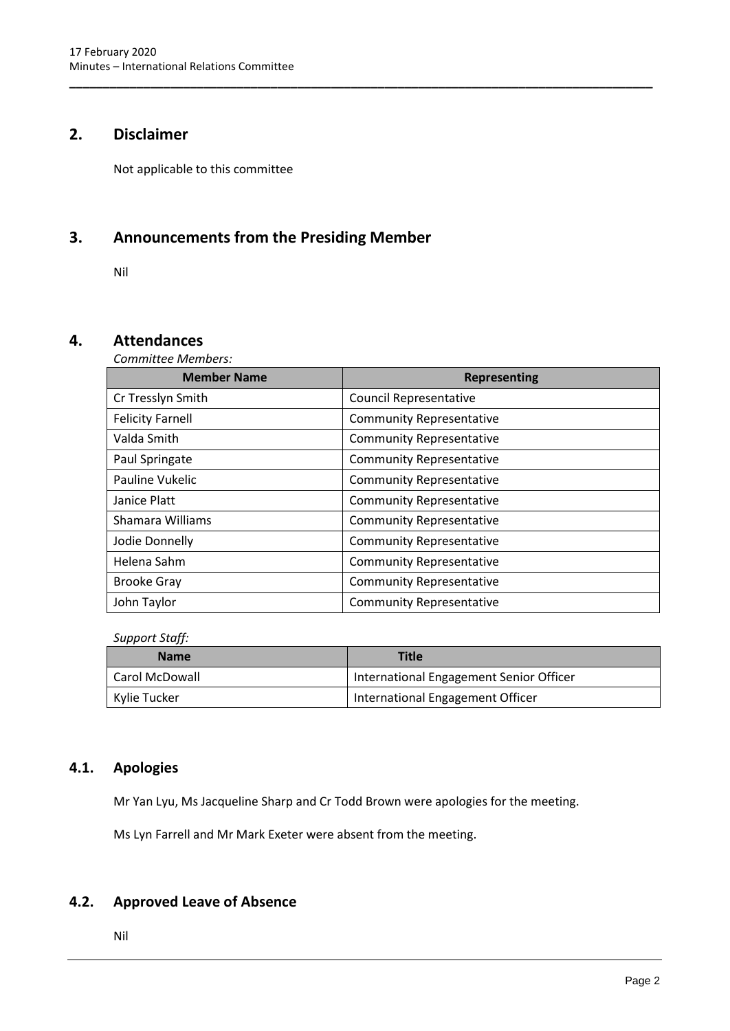## 2. Disclaimer

Not applicable to this committee

## 3. Announcements from the Presiding Member

Nil

## 4. Attendances

*Committee Members:*

| Member Name | Representing |
|---|---|
| Cr Tresslyn Smith | Council Representative |
| Felicity Farnell | Community Representative |
| Valda Smith | Community Representative |
| Paul Springate | Community Representative |
| Pauline Vukelic | Community Representative |
| Janice Platt | Community Representative |
| Shamara Williams | Community Representative |
| Jodie Donnelly | Community Representative |
| Helena Sahm | Community Representative |
| Brooke Gray | Community Representative |
| John Taylor | Community Representative |

*Support Staff:*

| Name | Title |
|---|---|
| Carol McDowall | International Engagement Senior Officer |
| Kylie Tucker | International Engagement Officer |

### 4.1. Apologies

Mr Yan Lyu, Ms Jacqueline Sharp and Cr Todd Brown were apologies for the meeting.

Ms Lyn Farrell and Mr Mark Exeter were absent from the meeting.

### 4.2. Approved Leave of Absence

Nil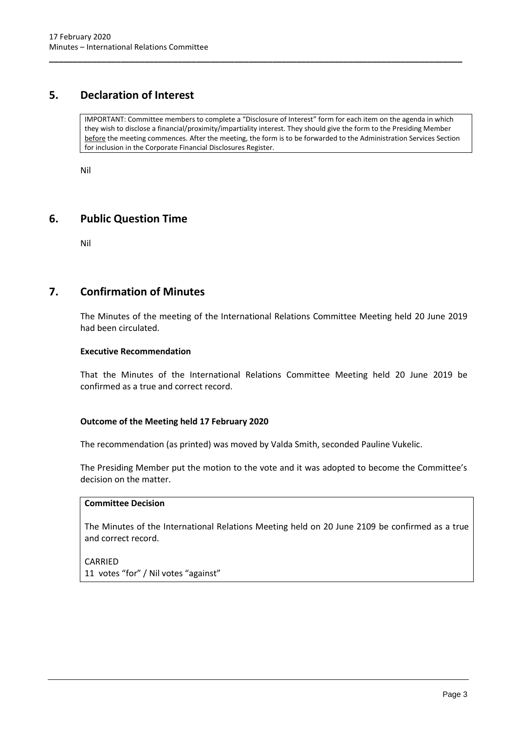## 5. Declaration of Interest

> IMPORTANT: Committee members to complete a "Disclosure of Interest" form for each item on the agenda in which they wish to disclose a financial/proximity/impartiality interest. They should give the form to the Presiding Member <u>before</u> the meeting commences. After the meeting, the form is to be forwarded to the Administration Services Section for inclusion in the Corporate Financial Disclosures Register.

Nil

## 6. Public Question Time

Nil

## 7. Confirmation of Minutes

The Minutes of the meeting of the International Relations Committee Meeting held 20 June 2019 had been circulated.

**Executive Recommendation**

That the Minutes of the International Relations Committee Meeting held 20 June 2019 be confirmed as a true and correct record.

**Outcome of the Meeting held 17 February 2020**

The recommendation (as printed) was moved by Valda Smith, seconded Pauline Vukelic.

The Presiding Member put the motion to the vote and it was adopted to become the Committee's decision on the matter.

> **Committee Decision**
>
> The Minutes of the International Relations Meeting held on 20 June 2109 be confirmed as a true and correct record.
>
> CARRIED
> 11 votes "for" / Nil votes "against"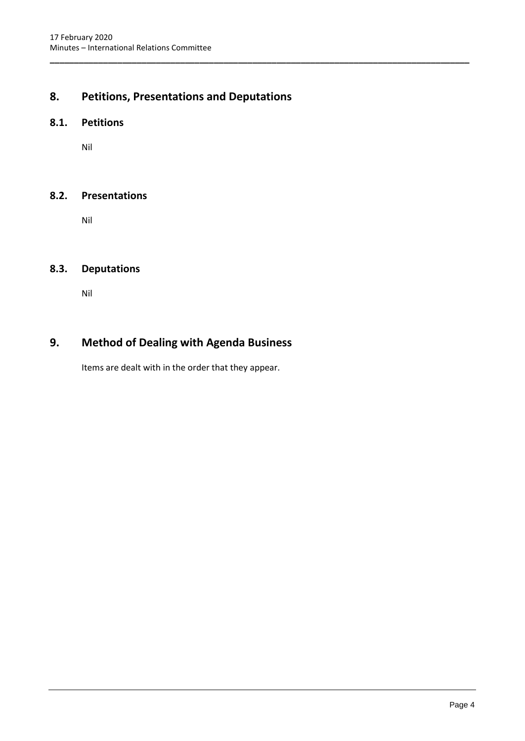# 8. Petitions, Presentations and Deputations

## 8.1. Petitions

Nil

## 8.2. Presentations

Nil

## 8.3. Deputations

Nil

# 9. Method of Dealing with Agenda Business

Items are dealt with in the order that they appear.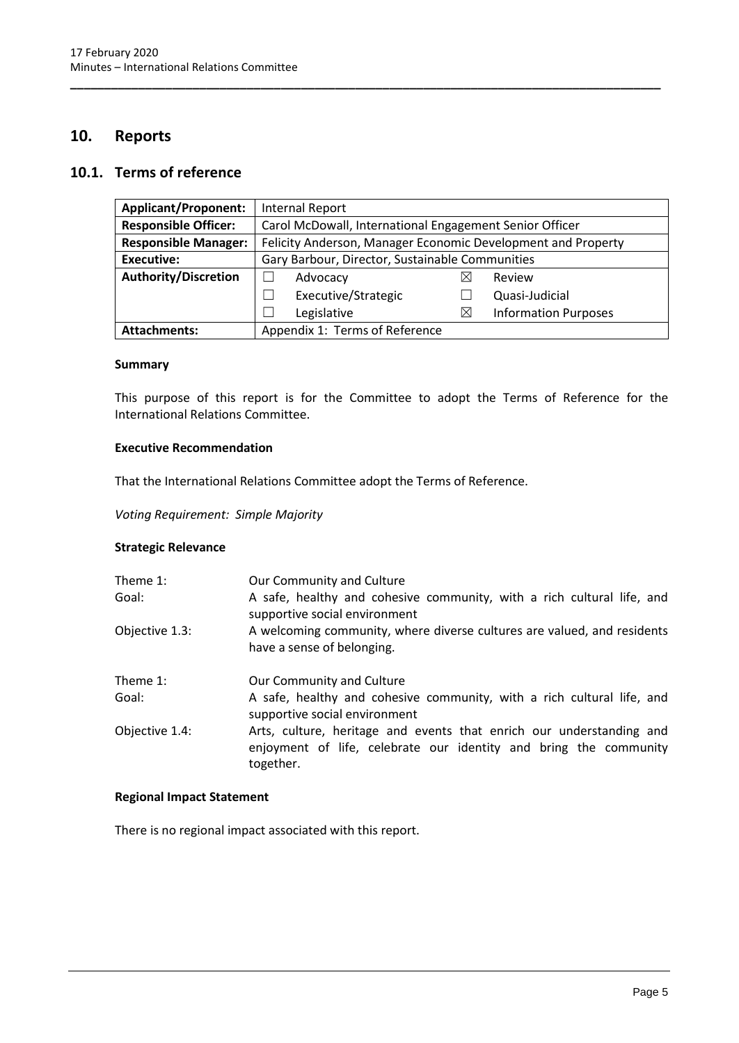## 10. Reports

### 10.1. Terms of reference

| **Applicant/Proponent:** | Internal Report | | | |
|---|---|---|---|---|
| **Responsible Officer:** | Carol McDowall, International Engagement Senior Officer | | | |
| **Responsible Manager:** | Felicity Anderson, Manager Economic Development and Property | | | |
| **Executive:** | Gary Barbour, Director, Sustainable Communities | | | |
| **Authority/Discretion** | ☐ | Advocacy | ☒ | Review |
| | ☐ | Executive/Strategic | ☐ | Quasi-Judicial |
| | ☐ | Legislative | ☒ | Information Purposes |
| **Attachments:** | Appendix 1: Terms of Reference | | | |

**Summary**

This purpose of this report is for the Committee to adopt the Terms of Reference for the International Relations Committee.

**Executive Recommendation**

That the International Relations Committee adopt the Terms of Reference.

*Voting Requirement: Simple Majority*

**Strategic Relevance**

| | |
|---|---|
| Theme 1: | Our Community and Culture |
| Goal: | A safe, healthy and cohesive community, with a rich cultural life, and supportive social environment |
| Objective 1.3: | A welcoming community, where diverse cultures are valued, and residents have a sense of belonging. |
| Theme 1: | Our Community and Culture |
| Goal: | A safe, healthy and cohesive community, with a rich cultural life, and supportive social environment |
| Objective 1.4: | Arts, culture, heritage and events that enrich our understanding and enjoyment of life, celebrate our identity and bring the community together. |

**Regional Impact Statement**

There is no regional impact associated with this report.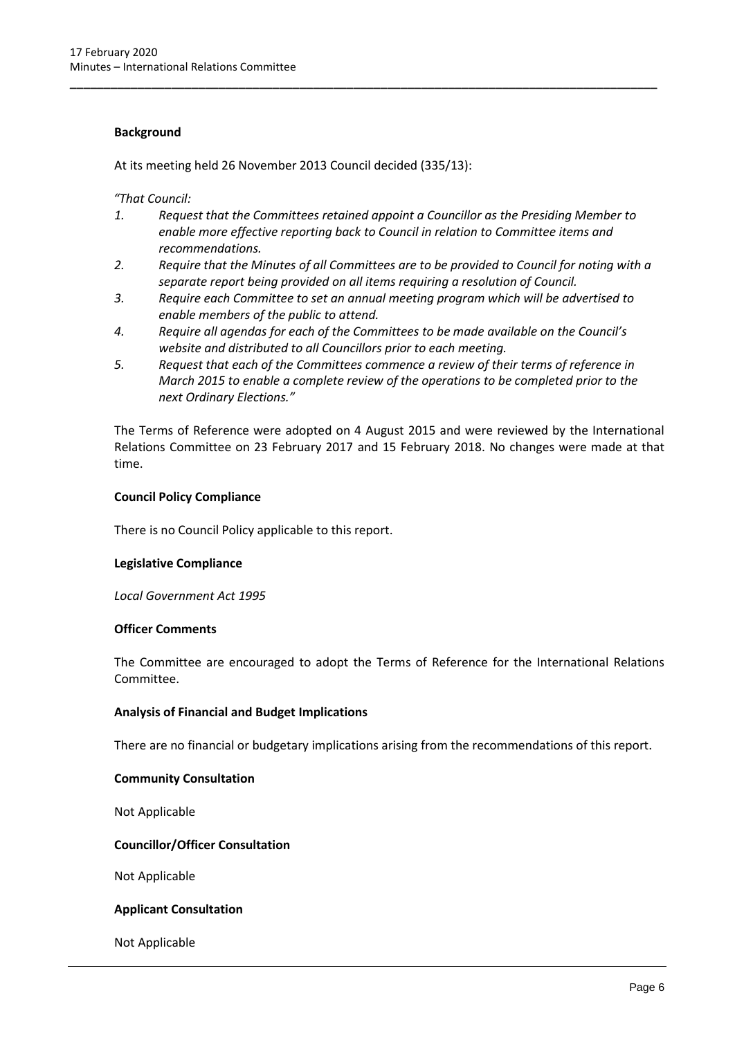**Background**

At its meeting held 26 November 2013 Council decided (335/13):

*"That Council:*

1. *Request that the Committees retained appoint a Councillor as the Presiding Member to enable more effective reporting back to Council in relation to Committee items and recommendations.*
2. *Require that the Minutes of all Committees are to be provided to Council for noting with a separate report being provided on all items requiring a resolution of Council.*
3. *Require each Committee to set an annual meeting program which will be advertised to enable members of the public to attend.*
4. *Require all agendas for each of the Committees to be made available on the Council's website and distributed to all Councillors prior to each meeting.*
5. *Request that each of the Committees commence a review of their terms of reference in March 2015 to enable a complete review of the operations to be completed prior to the next Ordinary Elections."*

The Terms of Reference were adopted on 4 August 2015 and were reviewed by the International Relations Committee on 23 February 2017 and 15 February 2018. No changes were made at that time.

**Council Policy Compliance**

There is no Council Policy applicable to this report.

**Legislative Compliance**

*Local Government Act 1995*

**Officer Comments**

The Committee are encouraged to adopt the Terms of Reference for the International Relations Committee.

**Analysis of Financial and Budget Implications**

There are no financial or budgetary implications arising from the recommendations of this report.

**Community Consultation**

Not Applicable

**Councillor/Officer Consultation**

Not Applicable

**Applicant Consultation**

Not Applicable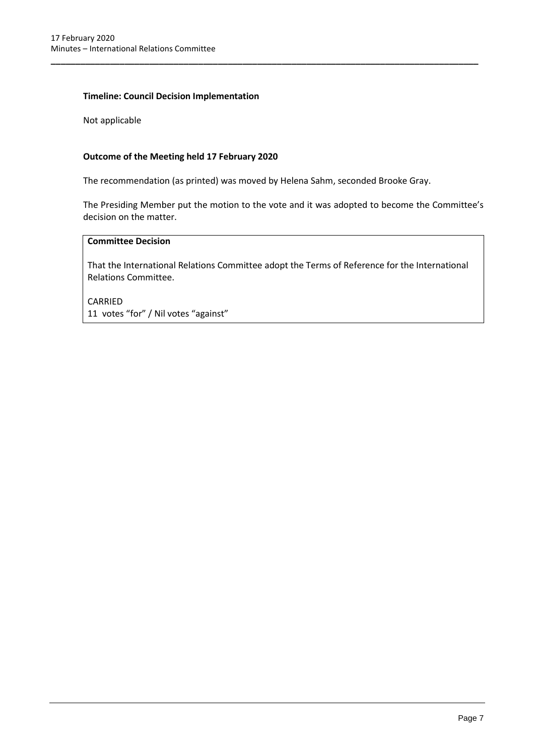**Timeline: Council Decision Implementation**

Not applicable

**Outcome of the Meeting held 17 February 2020**

The recommendation (as printed) was moved by Helena Sahm, seconded Brooke Gray.

The Presiding Member put the motion to the vote and it was adopted to become the Committee's decision on the matter.

**Committee Decision**

That the International Relations Committee adopt the Terms of Reference for the International Relations Committee.

CARRIED
11 votes "for" / Nil votes "against"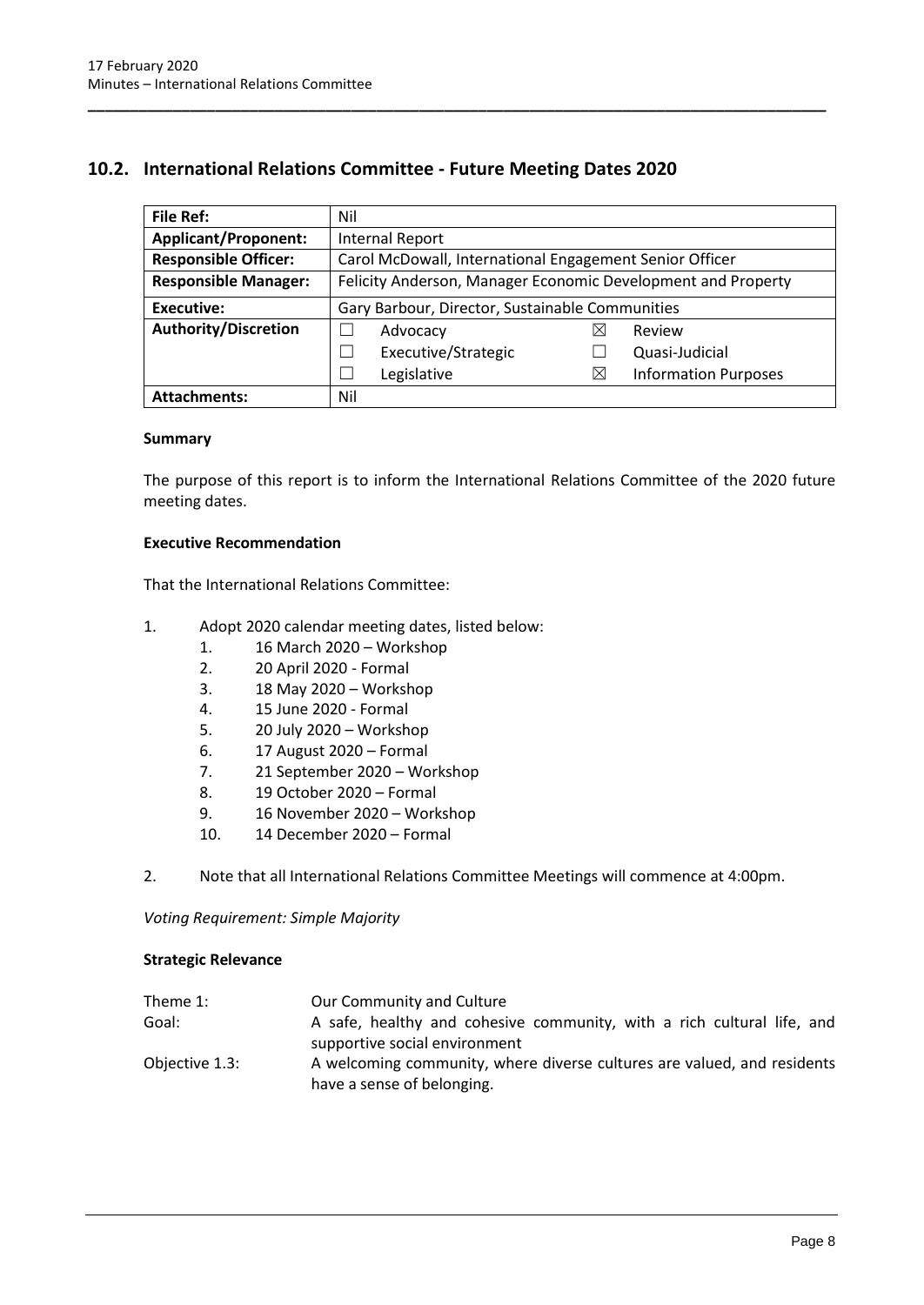## 10.2. International Relations Committee - Future Meeting Dates 2020

| **File Ref:** | Nil | | | |
|---|---|---|---|---|
| **Applicant/Proponent:** | Internal Report | | | |
| **Responsible Officer:** | Carol McDowall, International Engagement Senior Officer | | | |
| **Responsible Manager:** | Felicity Anderson, Manager Economic Development and Property | | | |
| **Executive:** | Gary Barbour, Director, Sustainable Communities | | | |
| **Authority/Discretion** | ☐ | Advocacy | ☒ | Review |
| | ☐ | Executive/Strategic | ☐ | Quasi-Judicial |
| | ☐ | Legislative | ☒ | Information Purposes |
| **Attachments:** | Nil | | | |

**Summary**

The purpose of this report is to inform the International Relations Committee of the 2020 future meeting dates.

**Executive Recommendation**

That the International Relations Committee:

1. Adopt 2020 calendar meeting dates, listed below:
    1. 16 March 2020 – Workshop
    2. 20 April 2020 - Formal
    3. 18 May 2020 – Workshop
    4. 15 June 2020 - Formal
    5. 20 July 2020 – Workshop
    6. 17 August 2020 – Formal
    7. 21 September 2020 – Workshop
    8. 19 October 2020 – Formal
    9. 16 November 2020 – Workshop
    10. 14 December 2020 – Formal
2. Note that all International Relations Committee Meetings will commence at 4:00pm.

*Voting Requirement: Simple Majority*

**Strategic Relevance**

| | |
|---|---|
| Theme 1: | Our Community and Culture |
| Goal: | A safe, healthy and cohesive community, with a rich cultural life, and supportive social environment |
| Objective 1.3: | A welcoming community, where diverse cultures are valued, and residents have a sense of belonging. |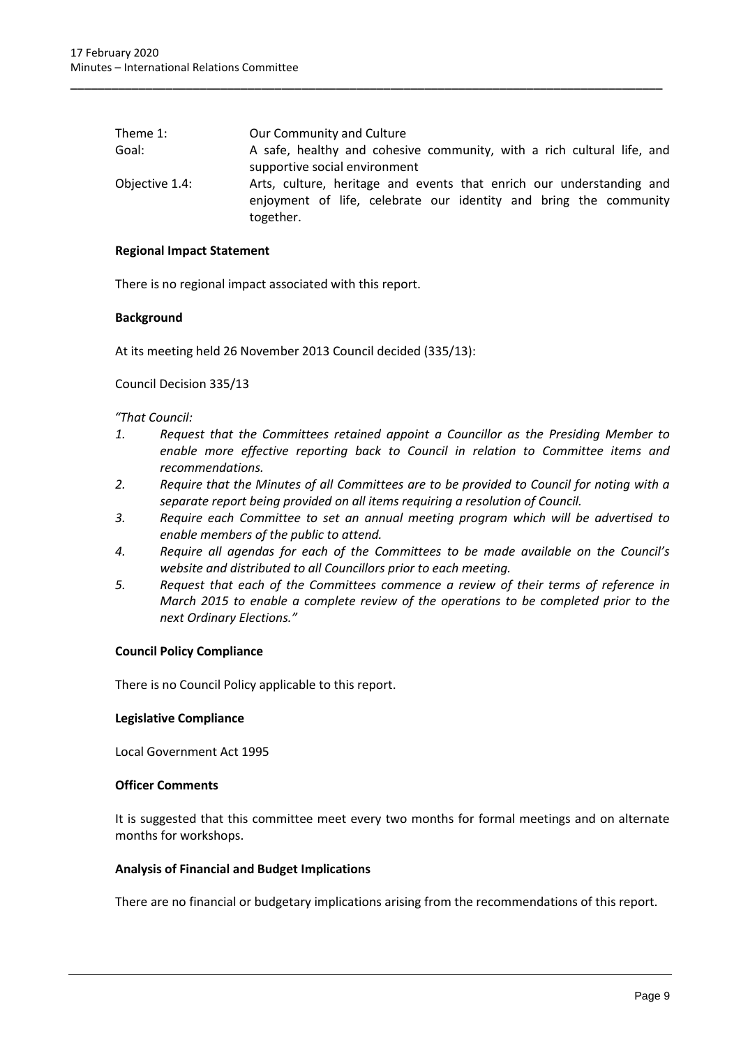| | |
|---|---|
| Theme 1: | Our Community and Culture |
| Goal: | A safe, healthy and cohesive community, with a rich cultural life, and supportive social environment |
| Objective 1.4: | Arts, culture, heritage and events that enrich our understanding and enjoyment of life, celebrate our identity and bring the community together. |

**Regional Impact Statement**

There is no regional impact associated with this report.

**Background**

At its meeting held 26 November 2013 Council decided (335/13):

Council Decision 335/13

*"That Council:*

1. *Request that the Committees retained appoint a Councillor as the Presiding Member to enable more effective reporting back to Council in relation to Committee items and recommendations.*
2. *Require that the Minutes of all Committees are to be provided to Council for noting with a separate report being provided on all items requiring a resolution of Council.*
3. *Require each Committee to set an annual meeting program which will be advertised to enable members of the public to attend.*
4. *Require all agendas for each of the Committees to be made available on the Council's website and distributed to all Councillors prior to each meeting.*
5. *Request that each of the Committees commence a review of their terms of reference in March 2015 to enable a complete review of the operations to be completed prior to the next Ordinary Elections."*

**Council Policy Compliance**

There is no Council Policy applicable to this report.

**Legislative Compliance**

Local Government Act 1995

**Officer Comments**

It is suggested that this committee meet every two months for formal meetings and on alternate months for workshops.

**Analysis of Financial and Budget Implications**

There are no financial or budgetary implications arising from the recommendations of this report.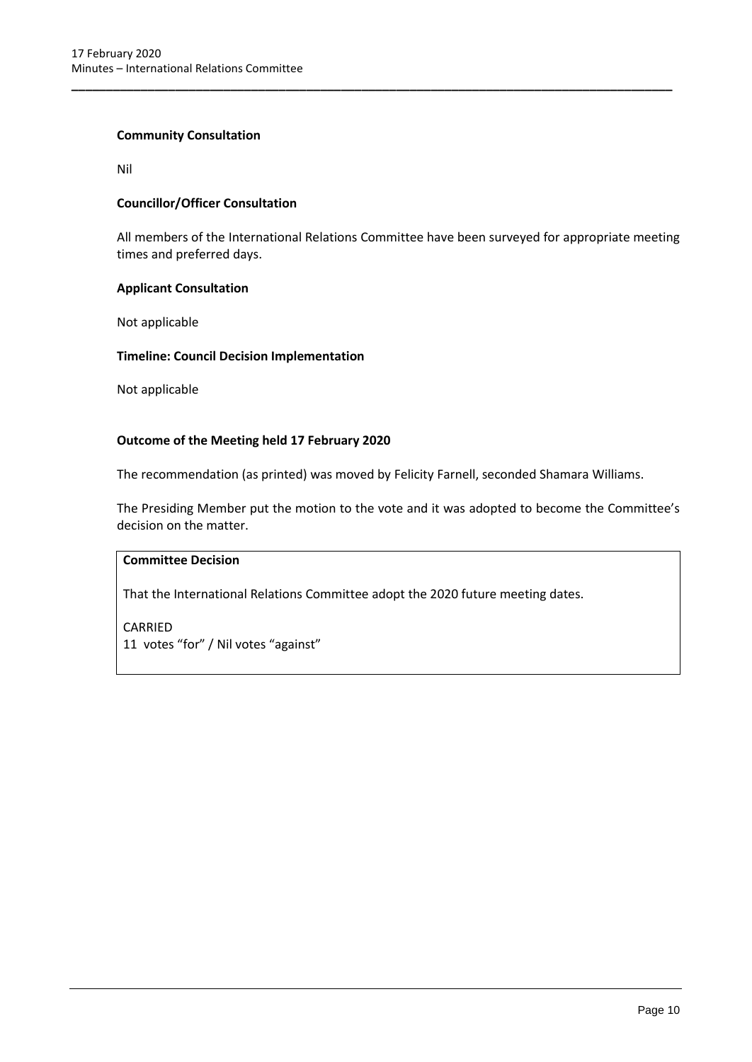**Community Consultation**

Nil

**Councillor/Officer Consultation**

All members of the International Relations Committee have been surveyed for appropriate meeting times and preferred days.

**Applicant Consultation**

Not applicable

**Timeline: Council Decision Implementation**

Not applicable

**Outcome of the Meeting held 17 February 2020**

The recommendation (as printed) was moved by Felicity Farnell, seconded Shamara Williams.

The Presiding Member put the motion to the vote and it was adopted to become the Committee's decision on the matter.

**Committee Decision**

That the International Relations Committee adopt the 2020 future meeting dates.

CARRIED
11 votes "for" / Nil votes "against"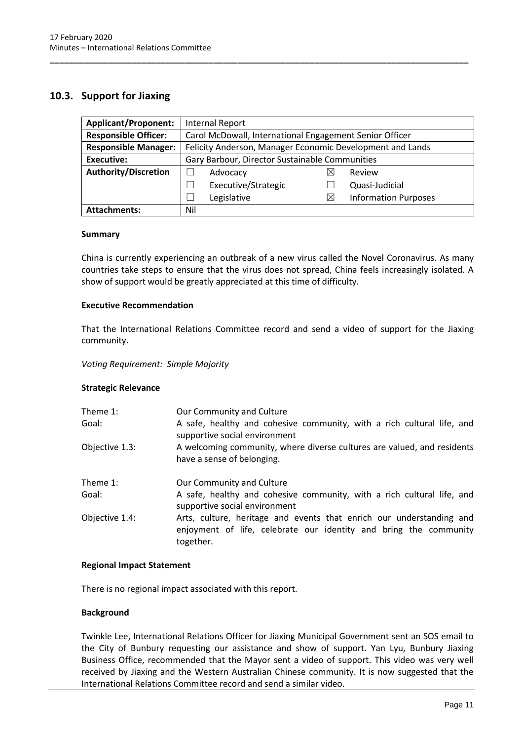## 10.3. Support for Jiaxing

| **Applicant/Proponent:** | Internal Report | | | |
|---|---|---|---|---|
| **Responsible Officer:** | Carol McDowall, International Engagement Senior Officer | | | |
| **Responsible Manager:** | Felicity Anderson, Manager Economic Development and Lands | | | |
| **Executive:** | Gary Barbour, Director Sustainable Communities | | | |
| **Authority/Discretion** | ☐ | Advocacy | ☒ | Review |
| | ☐ | Executive/Strategic | ☐ | Quasi-Judicial |
| | ☐ | Legislative | ☒ | Information Purposes |
| **Attachments:** | Nil | | | |

#### Summary

China is currently experiencing an outbreak of a new virus called the Novel Coronavirus. As many countries take steps to ensure that the virus does not spread, China feels increasingly isolated. A show of support would be greatly appreciated at this time of difficulty.

#### Executive Recommendation

That the International Relations Committee record and send a video of support for the Jiaxing community.

*Voting Requirement: Simple Majority*

#### Strategic Relevance

| | |
|---|---|
| Theme 1: | Our Community and Culture |
| Goal: | A safe, healthy and cohesive community, with a rich cultural life, and supportive social environment |
| Objective 1.3: | A welcoming community, where diverse cultures are valued, and residents have a sense of belonging. |
| Theme 1: | Our Community and Culture |
| Goal: | A safe, healthy and cohesive community, with a rich cultural life, and supportive social environment |
| Objective 1.4: | Arts, culture, heritage and events that enrich our understanding and enjoyment of life, celebrate our identity and bring the community together. |

#### Regional Impact Statement

There is no regional impact associated with this report.

#### Background

Twinkle Lee, International Relations Officer for Jiaxing Municipal Government sent an SOS email to the City of Bunbury requesting our assistance and show of support. Yan Lyu, Bunbury Jiaxing Business Office, recommended that the Mayor sent a video of support. This video was very well received by Jiaxing and the Western Australian Chinese community. It is now suggested that the International Relations Committee record and send a similar video.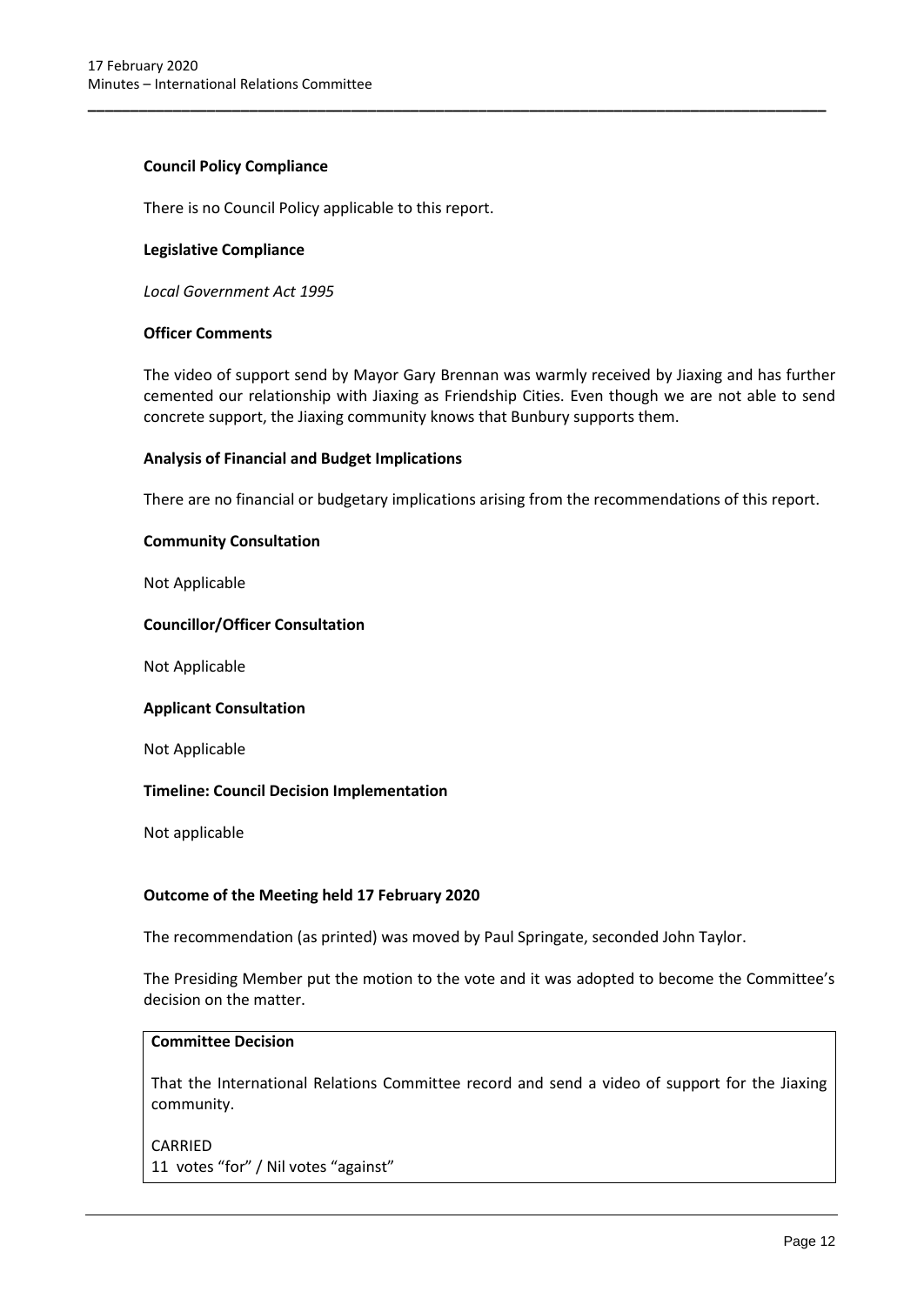**Council Policy Compliance**

There is no Council Policy applicable to this report.

**Legislative Compliance**

*Local Government Act 1995*

**Officer Comments**

The video of support send by Mayor Gary Brennan was warmly received by Jiaxing and has further cemented our relationship with Jiaxing as Friendship Cities. Even though we are not able to send concrete support, the Jiaxing community knows that Bunbury supports them.

**Analysis of Financial and Budget Implications**

There are no financial or budgetary implications arising from the recommendations of this report.

**Community Consultation**

Not Applicable

**Councillor/Officer Consultation**

Not Applicable

**Applicant Consultation**

Not Applicable

**Timeline: Council Decision Implementation**

Not applicable

**Outcome of the Meeting held 17 February 2020**

The recommendation (as printed) was moved by Paul Springate, seconded John Taylor.

The Presiding Member put the motion to the vote and it was adopted to become the Committee's decision on the matter.

**Committee Decision**

That the International Relations Committee record and send a video of support for the Jiaxing community.

CARRIED
11 votes "for" / Nil votes "against"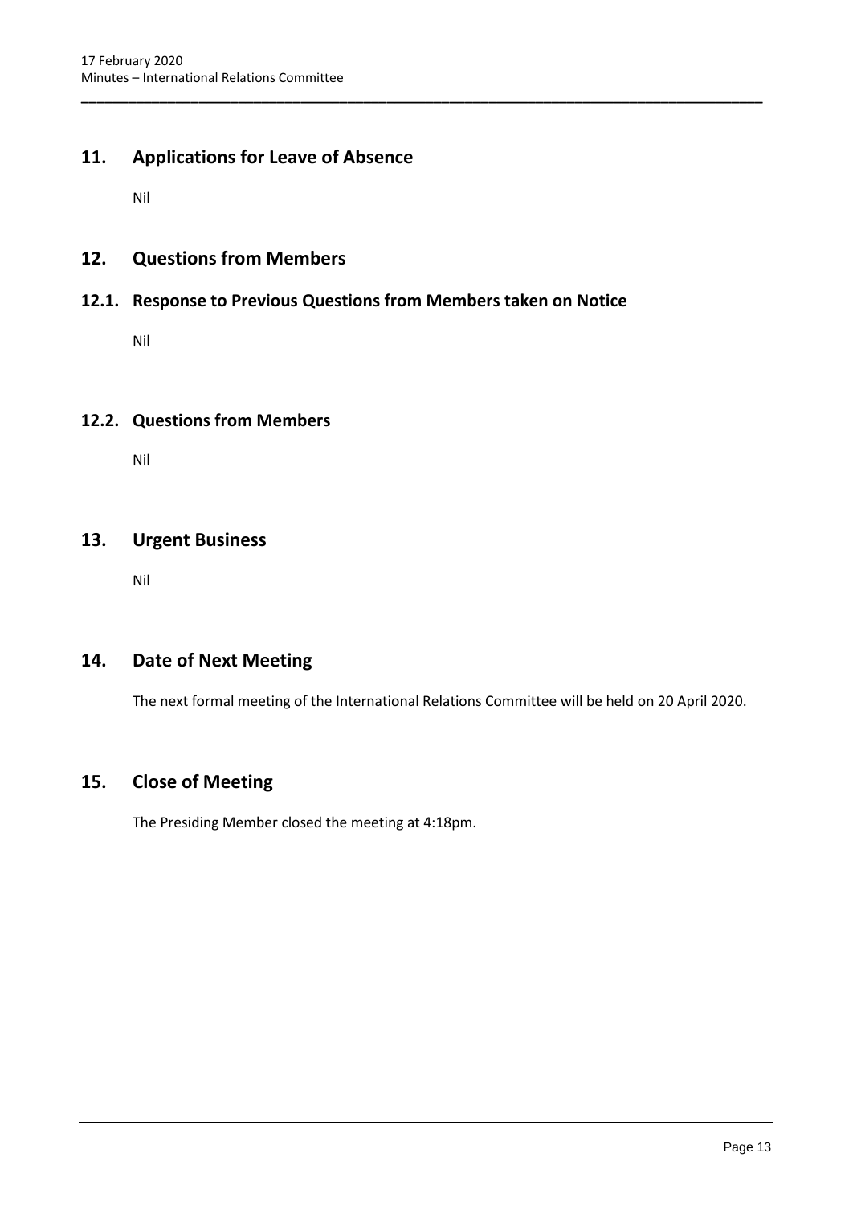## 11. Applications for Leave of Absence

Nil

## 12. Questions from Members

### 12.1. Response to Previous Questions from Members taken on Notice

Nil

### 12.2. Questions from Members

Nil

## 13. Urgent Business

Nil

## 14. Date of Next Meeting

The next formal meeting of the International Relations Committee will be held on 20 April 2020.

## 15. Close of Meeting

The Presiding Member closed the meeting at 4:18pm.